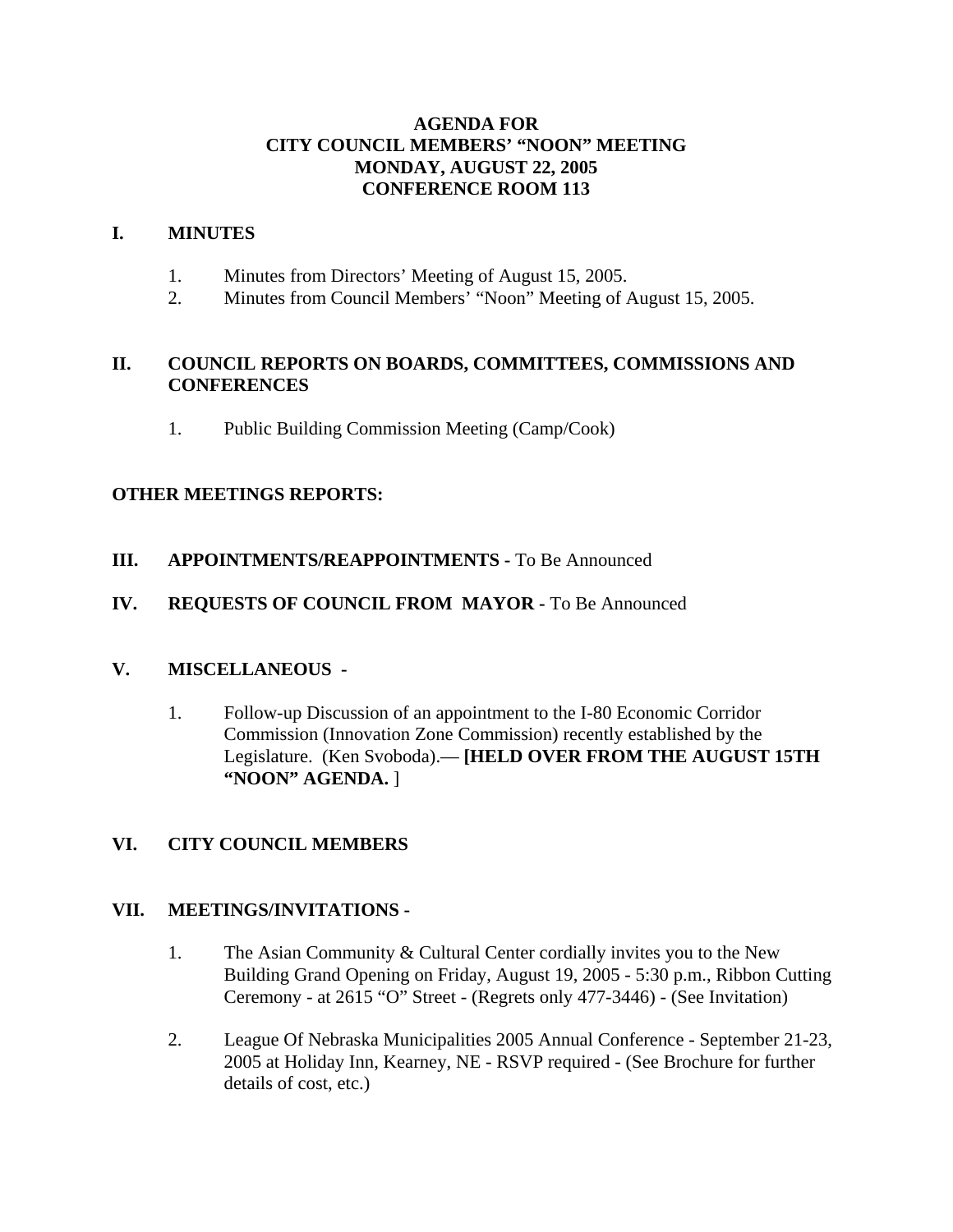# AGENDA FOR
# CITY COUNCIL MEMBERS' "NOON" MEETING
# MONDAY, AUGUST 22, 2005
# CONFERENCE ROOM 113

## I. MINUTES

1. Minutes from Directors' Meeting of August 15, 2005.
2. Minutes from Council Members' "Noon" Meeting of August 15, 2005.

## II. COUNCIL REPORTS ON BOARDS, COMMITTEES, COMMISSIONS AND CONFERENCES

1. Public Building Commission Meeting (Camp/Cook)

## OTHER MEETINGS REPORTS:

## III. APPOINTMENTS/REAPPOINTMENTS - To Be Announced

## IV. REQUESTS OF COUNCIL FROM MAYOR - To Be Announced

## V. MISCELLANEOUS -

1. Follow-up Discussion of an appointment to the I-80 Economic Corridor Commission (Innovation Zone Commission) recently established by the Legislature. (Ken Svoboda).— **[HELD OVER FROM THE AUGUST 15TH "NOON" AGENDA.** ]

## VI. CITY COUNCIL MEMBERS

## VII. MEETINGS/INVITATIONS -

1. The Asian Community & Cultural Center cordially invites you to the New Building Grand Opening on Friday, August 19, 2005 - 5:30 p.m., Ribbon Cutting Ceremony - at 2615 "O" Street - (Regrets only 477-3446) - (See Invitation)
2. League Of Nebraska Municipalities 2005 Annual Conference - September 21-23, 2005 at Holiday Inn, Kearney, NE - RSVP required - (See Brochure for further details of cost, etc.)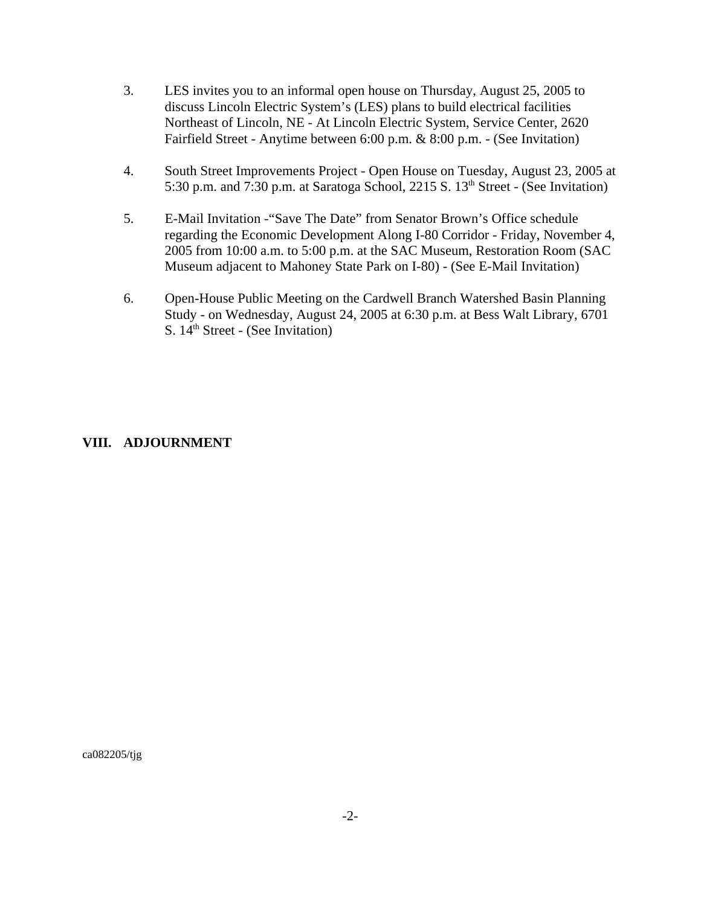3. LES invites you to an informal open house on Thursday, August 25, 2005 to discuss Lincoln Electric System's (LES) plans to build electrical facilities Northeast of Lincoln, NE - At Lincoln Electric System, Service Center, 2620 Fairfield Street - Anytime between 6:00 p.m. & 8:00 p.m. - (See Invitation)

4. South Street Improvements Project - Open House on Tuesday, August 23, 2005 at 5:30 p.m. and 7:30 p.m. at Saratoga School, 2215 S. 13th Street - (See Invitation)

5. E-Mail Invitation -"Save The Date" from Senator Brown's Office schedule regarding the Economic Development Along I-80 Corridor - Friday, November 4, 2005 from 10:00 a.m. to 5:00 p.m. at the SAC Museum, Restoration Room (SAC Museum adjacent to Mahoney State Park on I-80) - (See E-Mail Invitation)

6. Open-House Public Meeting on the Cardwell Branch Watershed Basin Planning Study - on Wednesday, August 24, 2005 at 6:30 p.m. at Bess Walt Library, 6701 S. 14th Street - (See Invitation)

## VIII. ADJOURNMENT

ca082205/tjg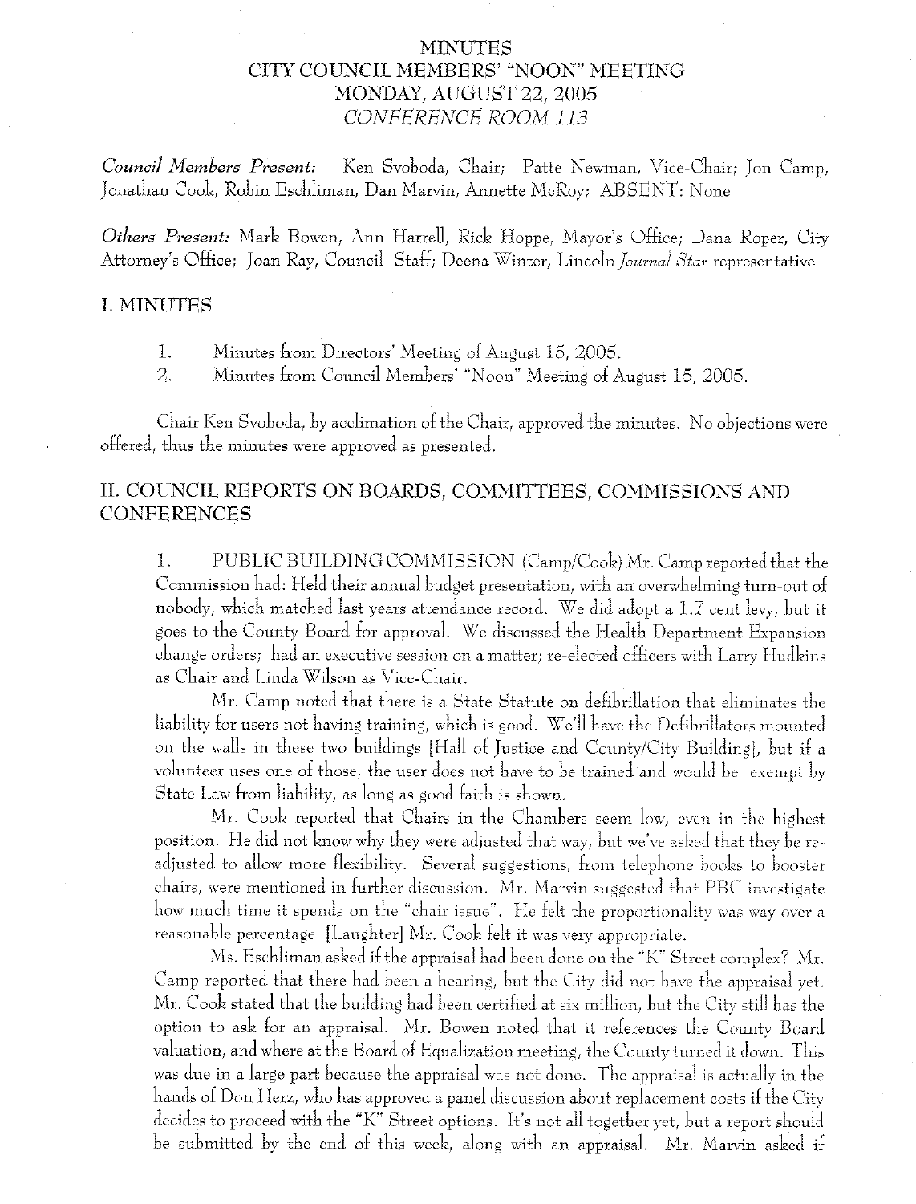# MINUTES
# CITY COUNCIL MEMBERS' "NOON" MEETING
# MONDAY, AUGUST 22, 2005
# *CONFERENCE ROOM 113*

***Council Members Present:*** Ken Svoboda, Chair; Patte Newman, Vice-Chair; Jon Camp, Jonathan Cook, Robin Eschliman, Dan Marvin, Annette McRoy; ABSENT: None

***Others Present:*** Mark Bowen, Ann Harrell, Rick Hoppe, Mayor's Office; Dana Roper, City Attorney's Office; Joan Ray, Council Staff; Deena Winter, Lincoln *Journal Star* representative

## I. MINUTES

1. Minutes from Directors' Meeting of August 15, 2005.
2. Minutes from Council Members' "Noon" Meeting of August 15, 2005.

Chair Ken Svoboda, by acclimation of the Chair, approved the minutes. No objections were offered, thus the minutes were approved as presented.

## II. COUNCIL REPORTS ON BOARDS, COMMITTEES, COMMISSIONS AND CONFERENCES

1. PUBLIC BUILDING COMMISSION (Camp/Cook) Mr. Camp reported that the Commission had: Held their annual budget presentation, with an overwhelming turn-out of nobody, which matched last years attendance record. We did adopt a 1.7 cent levy, but it goes to the County Board for approval. We discussed the Health Department Expansion change orders; had an executive session on a matter; re-elected officers with Larry Hudkins as Chair and Linda Wilson as Vice-Chair.

Mr. Camp noted that there is a State Statute on defibrillation that eliminates the liability for users not having training, which is good. We'll have the Defibrillators mounted on the walls in these two buildings [Hall of Justice and County/City Building], but if a volunteer uses one of those, the user does not have to be trained and would be exempt by State Law from liability, as long as good faith is shown.

Mr. Cook reported that Chairs in the Chambers seem low, even in the highest position. He did not know why they were adjusted that way, but we've asked that they be re-adjusted to allow more flexibility. Several suggestions, from telephone books to booster chairs, were mentioned in further discussion. Mr. Marvin suggested that PBC investigate how much time it spends on the "chair issue". He felt the proportionality was way over a reasonable percentage. [Laughter] Mr. Cook felt it was very appropriate.

Ms. Eschliman asked if the appraisal had been done on the "K" Street complex? Mr. Camp reported that there had been a hearing, but the City did not have the appraisal yet. Mr. Cook stated that the building had been certified at six million, but the City still has the option to ask for an appraisal. Mr. Bowen noted that it references the County Board valuation, and where at the Board of Equalization meeting, the County turned it down. This was due in a large part because the appraisal was not done. The appraisal is actually in the hands of Don Herz, who has approved a panel discussion about replacement costs if the City decides to proceed with the "K" Street options. It's not all together yet, but a report should be submitted by the end of this week, along with an appraisal. Mr. Marvin asked if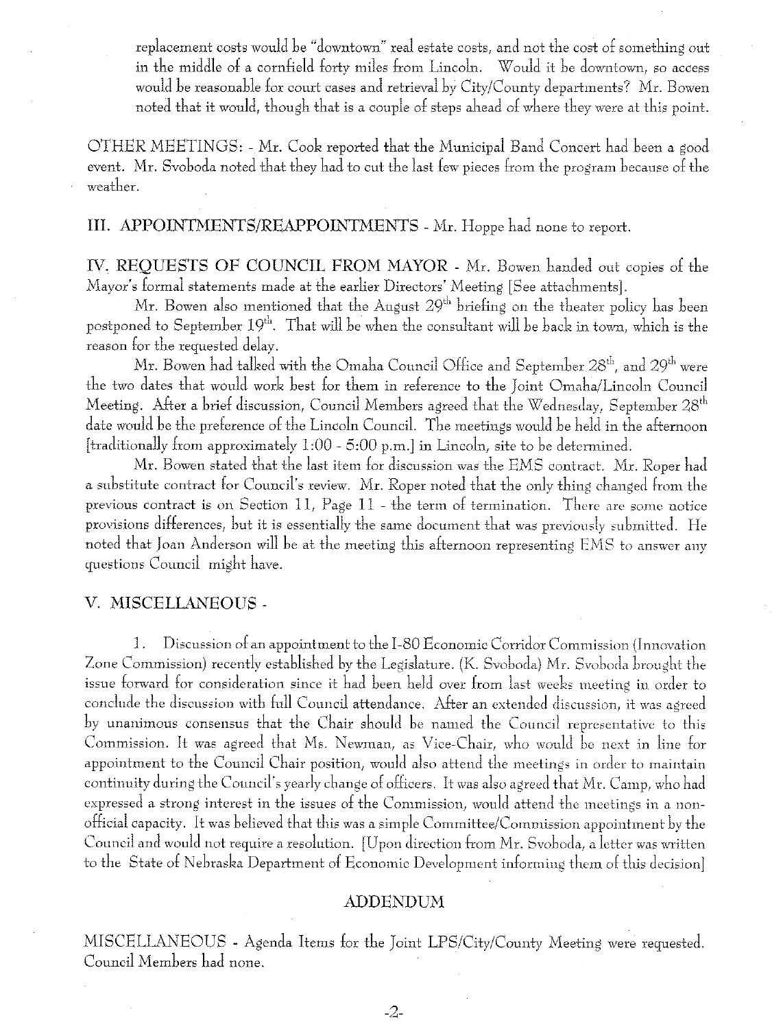replacement costs would be "downtown" real estate costs, and not the cost of something out in the middle of a cornfield forty miles from Lincoln. Would it be downtown, so access would be reasonable for court cases and retrieval by City/County departments? Mr. Bowen noted that it would, though that is a couple of steps ahead of where they were at this point.

OTHER MEETINGS: - Mr. Cook reported that the Municipal Band Concert had been a good event. Mr. Svoboda noted that they had to cut the last few pieces from the program because of the weather.

## III. APPOINTMENTS/REAPPOINTMENTS - Mr. Hoppe had none to report.

## IV. REQUESTS OF COUNCIL FROM MAYOR - Mr. Bowen handed out copies of the Mayor's formal statements made at the earlier Directors' Meeting [See attachments].

Mr. Bowen also mentioned that the August 29th briefing on the theater policy has been postponed to September 19th. That will be when the consultant will be back in town, which is the reason for the requested delay.

Mr. Bowen had talked with the Omaha Council Office and September 28th, and 29th were the two dates that would work best for them in reference to the Joint Omaha/Lincoln Council Meeting. After a brief discussion, Council Members agreed that the Wednesday, September 28th date would be the preference of the Lincoln Council. The meetings would be held in the afternoon [traditionally from approximately 1:00 - 5:00 p.m.] in Lincoln, site to be determined.

Mr. Bowen stated that the last item for discussion was the EMS contract. Mr. Roper had a substitute contract for Council's review. Mr. Roper noted that the only thing changed from the previous contract is on Section 11, Page 11 - the term of termination. There are some notice provisions differences, but it is essentially the same document that was previously submitted. He noted that Joan Anderson will be at the meeting this afternoon representing EMS to answer any questions Council might have.

## V. MISCELLANEOUS -

1. Discussion of an appointment to the I-80 Economic Corridor Commission (Innovation Zone Commission) recently established by the Legislature. (K. Svoboda) Mr. Svoboda brought the issue forward for consideration since it had been held over from last weeks meeting in order to conclude the discussion with full Council attendance. After an extended discussion, it was agreed by unanimous consensus that the Chair should be named the Council representative to this Commission. It was agreed that Ms. Newman, as Vice-Chair, who would be next in line for appointment to the Council Chair position, would also attend the meetings in order to maintain continuity during the Council's yearly change of officers. It was also agreed that Mr. Camp, who had expressed a strong interest in the issues of the Commission, would attend the meetings in a non-official capacity. It was believed that this was a simple Committee/Commission appointment by the Council and would not require a resolution. [Upon direction from Mr. Svoboda, a letter was written to the State of Nebraska Department of Economic Development informing them of this decision]

## ADDENDUM

MISCELLANEOUS - Agenda Items for the Joint LPS/City/County Meeting were requested. Council Members had none.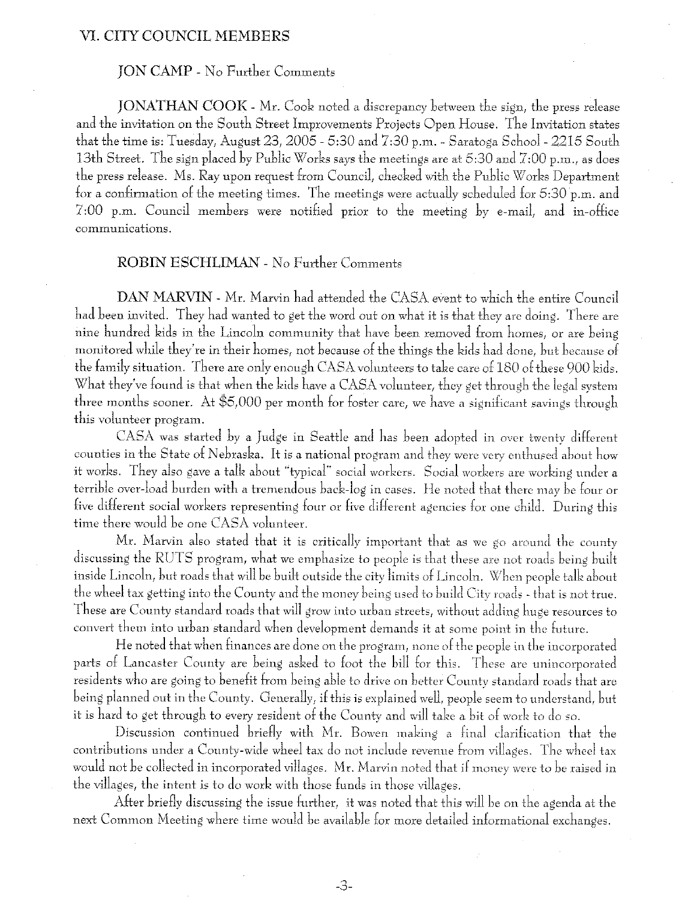## VI. CITY COUNCIL MEMBERS

**JON CAMP** - No Further Comments

**JONATHAN COOK** - Mr. Cook noted a discrepancy between the sign, the press release and the invitation on the South Street Improvements Projects Open House. The Invitation states that the time is: Tuesday, August 23, 2005 - 5:30 and 7:30 p.m. - Saratoga School - 2215 South 13th Street. The sign placed by Public Works says the meetings are at 5:30 and 7:00 p.m., as does the press release. Ms. Ray upon request from Council, checked with the Public Works Department for a confirmation of the meeting times. The meetings were actually scheduled for 5:30 p.m. and 7:00 p.m. Council members were notified prior to the meeting by e-mail, and in-office communications.

**ROBIN ESCHLIMAN** - No Further Comments

**DAN MARVIN** - Mr. Marvin had attended the CASA event to which the entire Council had been invited. They had wanted to get the word out on what it is that they are doing. There are nine hundred kids in the Lincoln community that have been removed from homes, or are being monitored while they're in their homes, not because of the things the kids had done, but because of the family situation. There are only enough CASA volunteers to take care of 180 of these 900 kids. What they've found is that when the kids have a CASA volunteer, they get through the legal system three months sooner. At $5,000 per month for foster care, we have a significant savings through this volunteer program.

CASA was started by a Judge in Seattle and has been adopted in over twenty different counties in the State of Nebraska. It is a national program and they were very enthused about how it works. They also gave a talk about "typical" social workers. Social workers are working under a terrible over-load burden with a tremendous back-log in cases. He noted that there may be four or five different social workers representing four or five different agencies for one child. During this time there would be one CASA volunteer.

Mr. Marvin also stated that it is critically important that as we go around the county discussing the RUTS program, what we emphasize to people is that these are not roads being built inside Lincoln, but roads that will be built outside the city limits of Lincoln. When people talk about the wheel tax getting into the County and the money being used to build City roads - that is not true. These are County standard roads that will grow into urban streets, without adding huge resources to convert them into urban standard when development demands it at some point in the future.

He noted that when finances are done on the program, none of the people in the incorporated parts of Lancaster County are being asked to foot the bill for this. These are unincorporated residents who are going to benefit from being able to drive on better County standard roads that are being planned out in the County. Generally, if this is explained well, people seem to understand, but it is hard to get through to every resident of the County and will take a bit of work to do so.

Discussion continued briefly with Mr. Bowen making a final clarification that the contributions under a County-wide wheel tax do not include revenue from villages. The wheel tax would not be collected in incorporated villages. Mr. Marvin noted that if money were to be raised in the villages, the intent is to do work with those funds in those villages.

After briefly discussing the issue further, it was noted that this will be on the agenda at the next Common Meeting where time would be available for more detailed informational exchanges.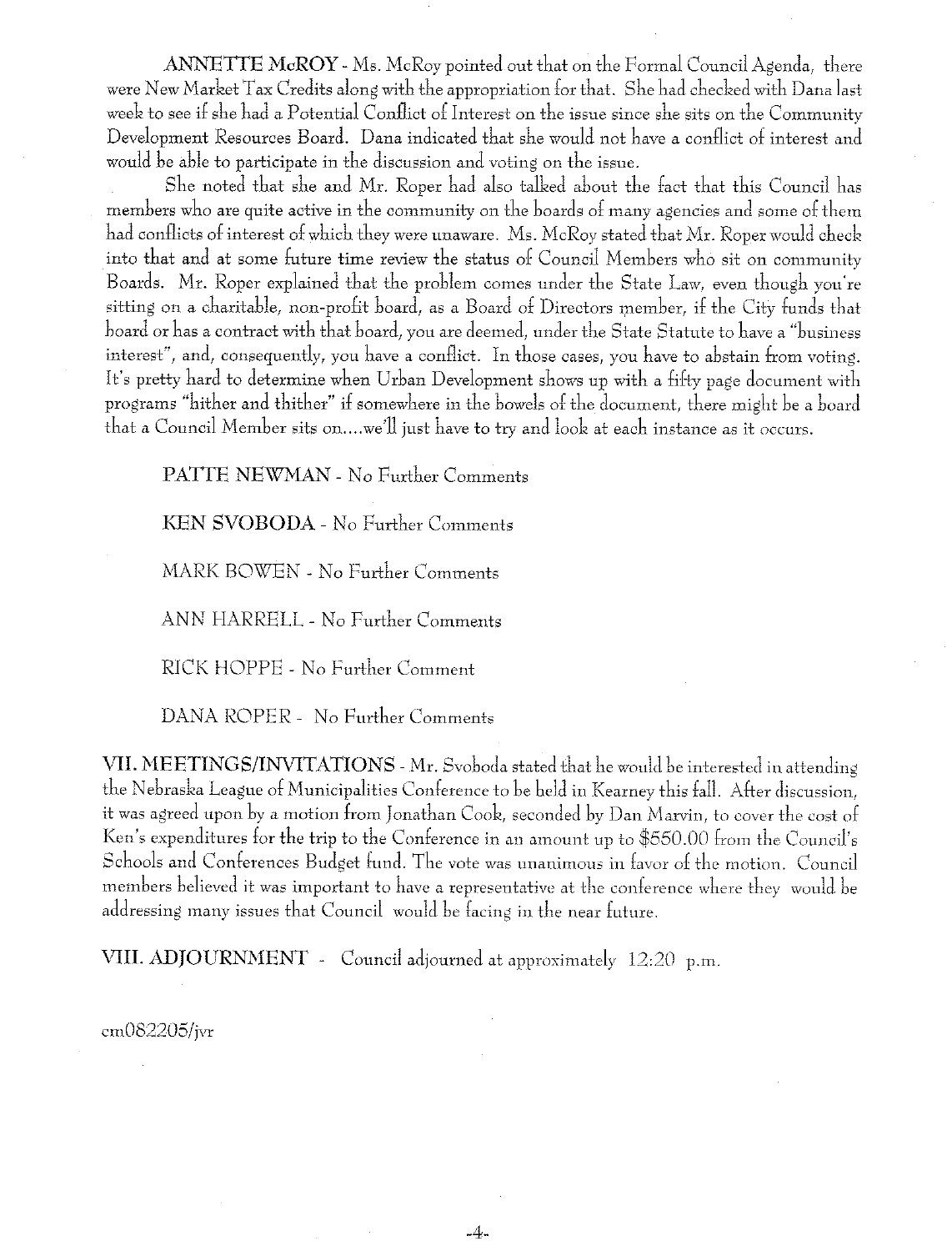**ANNETTE McROY** - Ms. McRoy pointed out that on the Formal Council Agenda, there were New Market Tax Credits along with the appropriation for that. She had checked with Dana last week to see if she had a Potential Conflict of Interest on the issue since she sits on the Community Development Resources Board. Dana indicated that she would not have a conflict of interest and would be able to participate in the discussion and voting on the issue.

She noted that she and Mr. Roper had also talked about the fact that this Council has members who are quite active in the community on the boards of many agencies and some of them had conflicts of interest of which they were unaware. Ms. McRoy stated that Mr. Roper would check into that and at some future time review the status of Council Members who sit on community Boards. Mr. Roper explained that the problem comes under the State Law, even though you're sitting on a charitable, non-profit board, as a Board of Directors member, if the City funds that board or has a contract with that board, you are deemed, under the State Statute to have a "business interest", and, consequently, you have a conflict. In those cases, you have to abstain from voting. It's pretty hard to determine when Urban Development shows up with a fifty page document with programs "hither and thither" if somewhere in the bowels of the document, there might be a board that a Council Member sits on....we'll just have to try and look at each instance as it occurs.

**PATTE NEWMAN** - No Further Comments

**KEN SVOBODA** - No Further Comments

MARK BOWEN - No Further Comments

ANN HARRELL - No Further Comments

RICK HOPPE - No Further Comment

DANA ROPER - No Further Comments

**VII. MEETINGS/INVITATIONS** - Mr. Svoboda stated that he would be interested in attending the Nebraska League of Municipalities Conference to be held in Kearney this fall. After discussion, it was agreed upon by a motion from Jonathan Cook, seconded by Dan Marvin, to cover the cost of Ken's expenditures for the trip to the Conference in an amount up to $550.00 from the Council's Schools and Conferences Budget fund. The vote was unanimous in favor of the motion. Council members believed it was important to have a representative at the conference where they would be addressing many issues that Council would be facing in the near future.

**VIII. ADJOURNMENT** - Council adjourned at approximately 12:20 p.m.

cm082205/jvr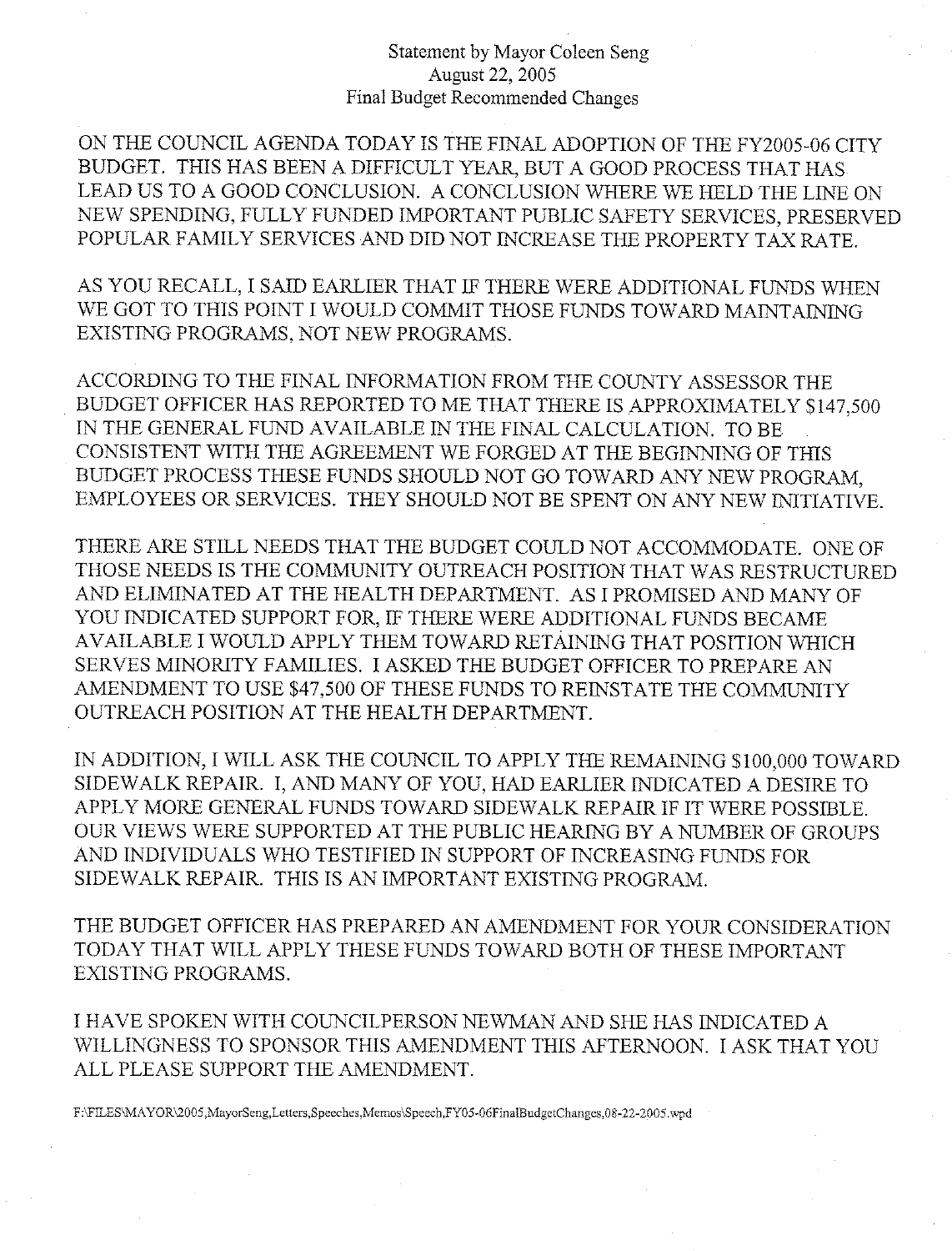Statement by Mayor Coleen Seng
August 22, 2005
Final Budget Recommended Changes

ON THE COUNCIL AGENDA TODAY IS THE FINAL ADOPTION OF THE FY2005-06 CITY BUDGET. THIS HAS BEEN A DIFFICULT YEAR, BUT A GOOD PROCESS THAT HAS LEAD US TO A GOOD CONCLUSION. A CONCLUSION WHERE WE HELD THE LINE ON NEW SPENDING, FULLY FUNDED IMPORTANT PUBLIC SAFETY SERVICES, PRESERVED POPULAR FAMILY SERVICES AND DID NOT INCREASE THE PROPERTY TAX RATE.

AS YOU RECALL, I SAID EARLIER THAT IF THERE WERE ADDITIONAL FUNDS WHEN WE GOT TO THIS POINT I WOULD COMMIT THOSE FUNDS TOWARD MAINTAINING EXISTING PROGRAMS, NOT NEW PROGRAMS.

ACCORDING TO THE FINAL INFORMATION FROM THE COUNTY ASSESSOR THE BUDGET OFFICER HAS REPORTED TO ME THAT THERE IS APPROXIMATELY $147,500 IN THE GENERAL FUND AVAILABLE IN THE FINAL CALCULATION. TO BE CONSISTENT WITH THE AGREEMENT WE FORGED AT THE BEGINNING OF THIS BUDGET PROCESS THESE FUNDS SHOULD NOT GO TOWARD ANY NEW PROGRAM, EMPLOYEES OR SERVICES. THEY SHOULD NOT BE SPENT ON ANY NEW INITIATIVE.

THERE ARE STILL NEEDS THAT THE BUDGET COULD NOT ACCOMMODATE. ONE OF THOSE NEEDS IS THE COMMUNITY OUTREACH POSITION THAT WAS RESTRUCTURED AND ELIMINATED AT THE HEALTH DEPARTMENT. AS I PROMISED AND MANY OF YOU INDICATED SUPPORT FOR, IF THERE WERE ADDITIONAL FUNDS BECAME AVAILABLE I WOULD APPLY THEM TOWARD RETAINING THAT POSITION WHICH SERVES MINORITY FAMILIES. I ASKED THE BUDGET OFFICER TO PREPARE AN AMENDMENT TO USE $47,500 OF THESE FUNDS TO REINSTATE THE COMMUNITY OUTREACH POSITION AT THE HEALTH DEPARTMENT.

IN ADDITION, I WILL ASK THE COUNCIL TO APPLY THE REMAINING $100,000 TOWARD SIDEWALK REPAIR. I, AND MANY OF YOU, HAD EARLIER INDICATED A DESIRE TO APPLY MORE GENERAL FUNDS TOWARD SIDEWALK REPAIR IF IT WERE POSSIBLE. OUR VIEWS WERE SUPPORTED AT THE PUBLIC HEARING BY A NUMBER OF GROUPS AND INDIVIDUALS WHO TESTIFIED IN SUPPORT OF INCREASING FUNDS FOR SIDEWALK REPAIR. THIS IS AN IMPORTANT EXISTING PROGRAM.

THE BUDGET OFFICER HAS PREPARED AN AMENDMENT FOR YOUR CONSIDERATION TODAY THAT WILL APPLY THESE FUNDS TOWARD BOTH OF THESE IMPORTANT EXISTING PROGRAMS.

I HAVE SPOKEN WITH COUNCILPERSON NEWMAN AND SHE HAS INDICATED A WILLINGNESS TO SPONSOR THIS AMENDMENT THIS AFTERNOON. I ASK THAT YOU ALL PLEASE SUPPORT THE AMENDMENT.

F:\FILES\MAYOR\2005,MayorSeng,Letters,Speeches,Memos\Speech,FY05-06FinalBudgetChanges,08-22-2005.wpd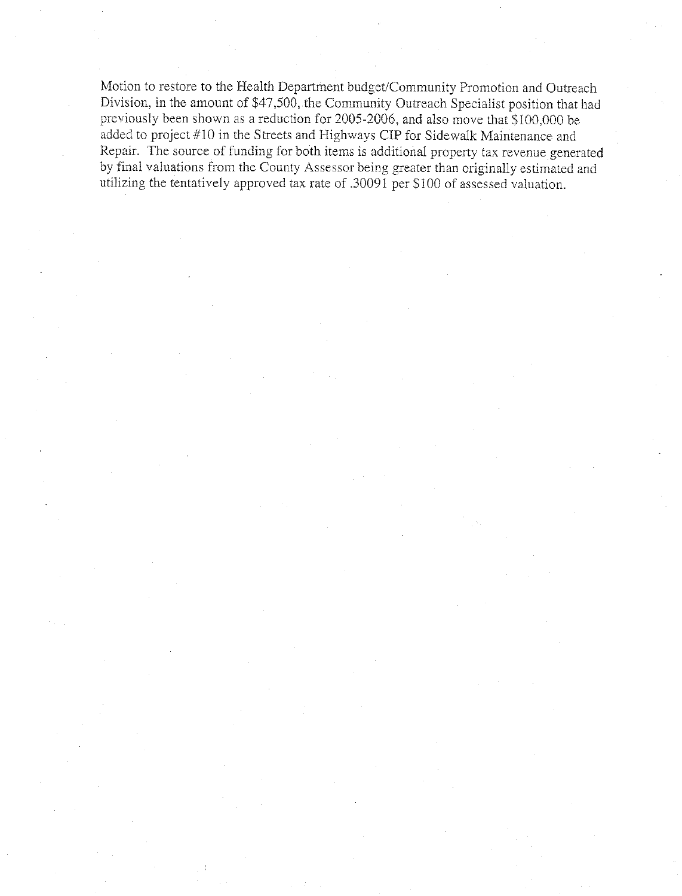Motion to restore to the Health Department budget/Community Promotion and Outreach Division, in the amount of $47,500, the Community Outreach Specialist position that had previously been shown as a reduction for 2005-2006, and also move that $100,000 be added to project #10 in the Streets and Highways CIP for Sidewalk Maintenance and Repair. The source of funding for both items is additional property tax revenue generated by final valuations from the County Assessor being greater than originally estimated and utilizing the tentatively approved tax rate of .30091 per $100 of assessed valuation.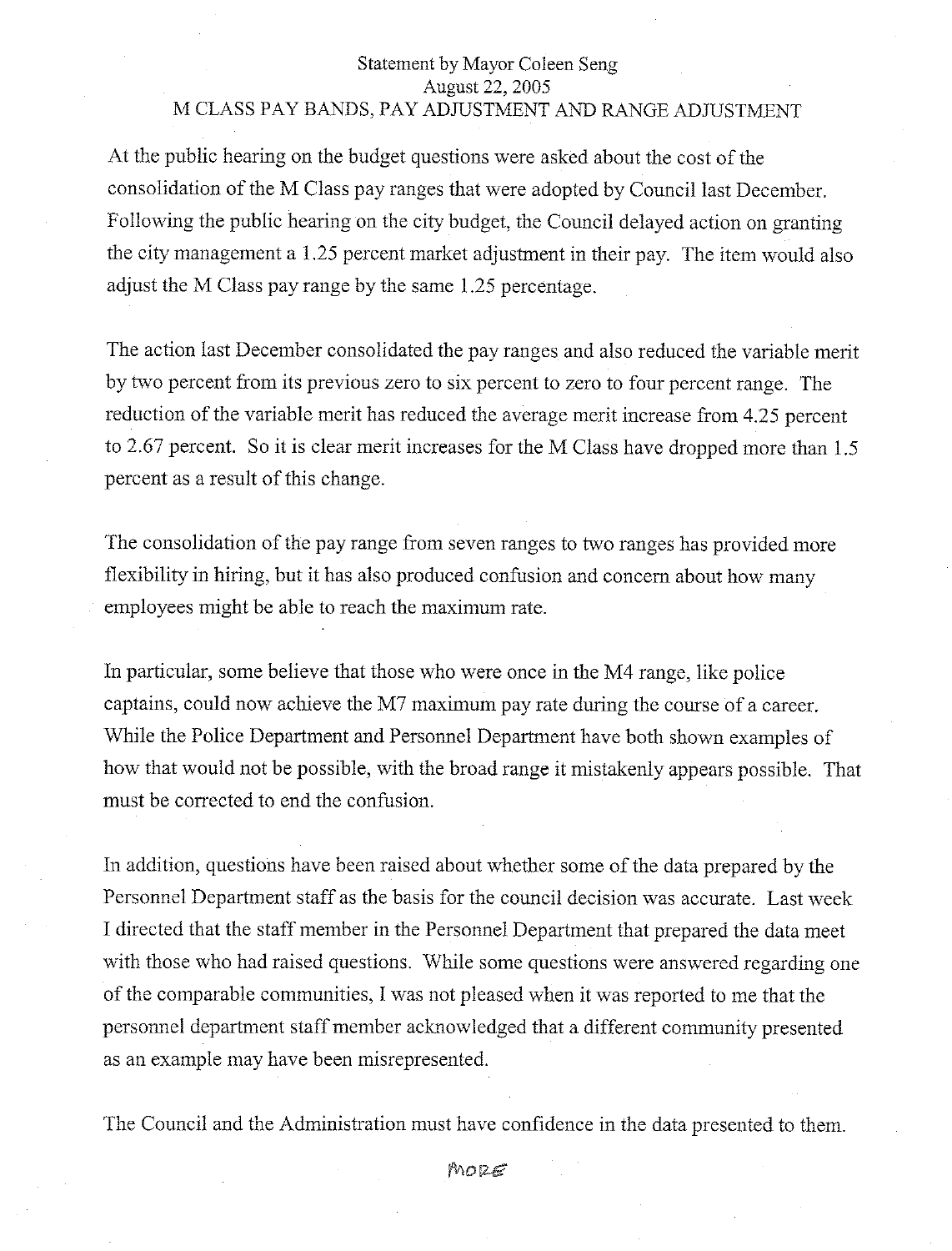Statement by Mayor Coleen Seng
August 22, 2005
M CLASS PAY BANDS, PAY ADJUSTMENT AND RANGE ADJUSTMENT

At the public hearing on the budget questions were asked about the cost of the consolidation of the M Class pay ranges that were adopted by Council last December. Following the public hearing on the city budget, the Council delayed action on granting the city management a 1.25 percent market adjustment in their pay. The item would also adjust the M Class pay range by the same 1.25 percentage.

The action last December consolidated the pay ranges and also reduced the variable merit by two percent from its previous zero to six percent to zero to four percent range. The reduction of the variable merit has reduced the average merit increase from 4.25 percent to 2.67 percent. So it is clear merit increases for the M Class have dropped more than 1.5 percent as a result of this change.

The consolidation of the pay range from seven ranges to two ranges has provided more flexibility in hiring, but it has also produced confusion and concern about how many employees might be able to reach the maximum rate.

In particular, some believe that those who were once in the M4 range, like police captains, could now achieve the M7 maximum pay rate during the course of a career. While the Police Department and Personnel Department have both shown examples of how that would not be possible, with the broad range it mistakenly appears possible. That must be corrected to end the confusion.

In addition, questions have been raised about whether some of the data prepared by the Personnel Department staff as the basis for the council decision was accurate. Last week I directed that the staff member in the Personnel Department that prepared the data meet with those who had raised questions. While some questions were answered regarding one of the comparable communities, I was not pleased when it was reported to me that the personnel department staff member acknowledged that a different community presented as an example may have been misrepresented.

The Council and the Administration must have confidence in the data presented to them.

MORE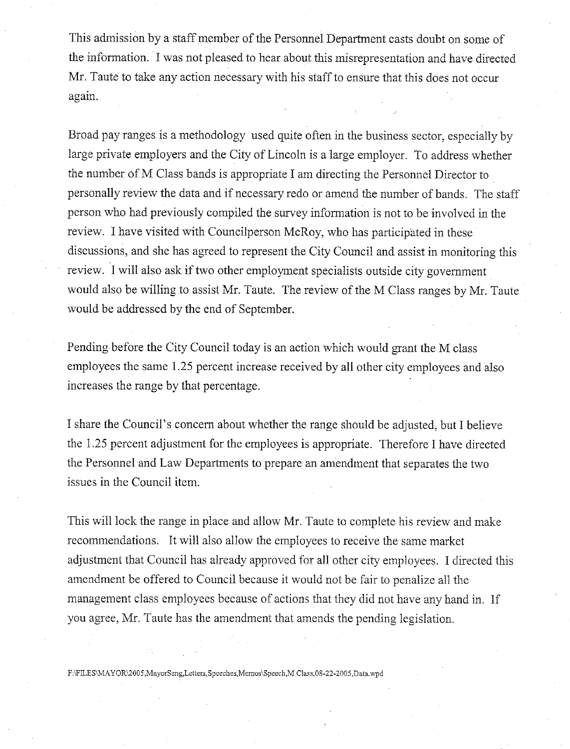This admission by a staff member of the Personnel Department casts doubt on some of the information. I was not pleased to hear about this misrepresentation and have directed Mr. Taute to take any action necessary with his staff to ensure that this does not occur again.

Broad pay ranges is a methodology used quite often in the business sector, especially by large private employers and the City of Lincoln is a large employer. To address whether the number of M Class bands is appropriate I am directing the Personnel Director to personally review the data and if necessary redo or amend the number of bands. The staff person who had previously compiled the survey information is not to be involved in the review. I have visited with Councilperson McRoy, who has participated in these discussions, and she has agreed to represent the City Council and assist in monitoring this review. I will also ask if two other employment specialists outside city government would also be willing to assist Mr. Taute. The review of the M Class ranges by Mr. Taute would be addressed by the end of September.

Pending before the City Council today is an action which would grant the M class employees the same 1.25 percent increase received by all other city employees and also increases the range by that percentage.

I share the Council's concern about whether the range should be adjusted, but I believe the 1.25 percent adjustment for the employees is appropriate. Therefore I have directed the Personnel and Law Departments to prepare an amendment that separates the two issues in the Council item.

This will lock the range in place and allow Mr. Taute to complete his review and make recommendations. It will also allow the employees to receive the same market adjustment that Council has already approved for all other city employees. I directed this amendment be offered to Council because it would not be fair to penalize all the management class employees because of actions that they did not have any hand in. If you agree, Mr. Taute has the amendment that amends the pending legislation.

F:\FILES\MAYOR\2005,MayorSeng,Letters,Speeches,Memos\Speech,M Class,08-22-2005,Data.wpd